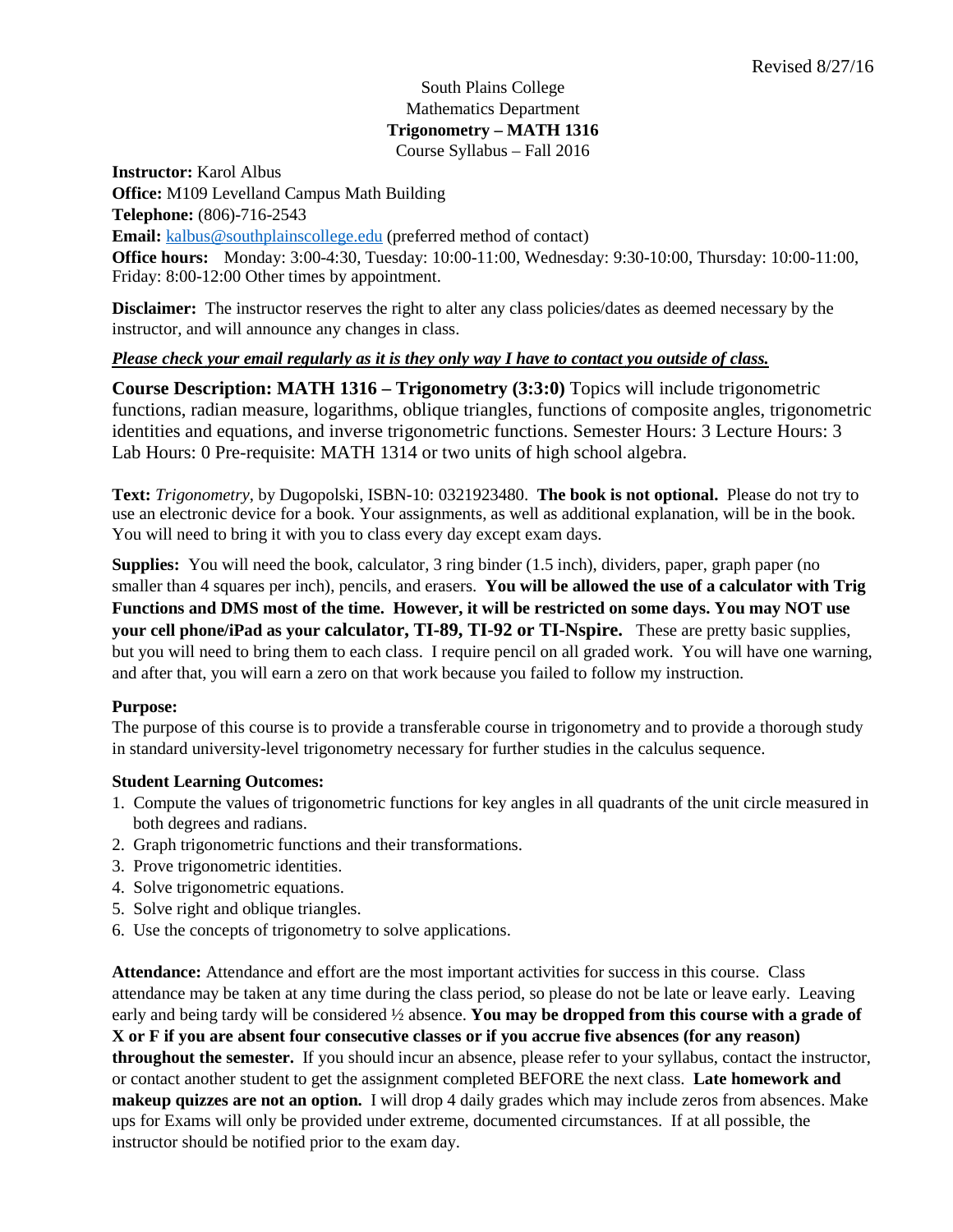Revised 8/27/16

South Plains College
Mathematics Department
**Trigonometry – MATH 1316**
Course Syllabus – Fall 2016

**Instructor:** Karol Albus
**Office:** M109 Levelland Campus Math Building
**Telephone:** (806)-716-2543
**Email:** kalbus@southplainscollege.edu (preferred method of contact)
**Office hours:** Monday: 3:00-4:30, Tuesday: 10:00-11:00, Wednesday: 9:30-10:00, Thursday: 10:00-11:00, Friday: 8:00-12:00 Other times by appointment.

**Disclaimer:** The instructor reserves the right to alter any class policies/dates as deemed necessary by the instructor, and will announce any changes in class.

***Please check your email regularly as it is they only way I have to contact you outside of class.***

**Course Description: MATH 1316 – Trigonometry (3:3:0)** Topics will include trigonometric functions, radian measure, logarithms, oblique triangles, functions of composite angles, trigonometric identities and equations, and inverse trigonometric functions. Semester Hours: 3 Lecture Hours: 3 Lab Hours: 0 Pre-requisite: MATH 1314 or two units of high school algebra.

**Text:** *Trigonometry*, by Dugopolski, ISBN-10: 0321923480. **The book is not optional.** Please do not try to use an electronic device for a book. Your assignments, as well as additional explanation, will be in the book. You will need to bring it with you to class every day except exam days.

**Supplies:** You will need the book, calculator, 3 ring binder (1.5 inch), dividers, paper, graph paper (no smaller than 4 squares per inch), pencils, and erasers. **You will be allowed the use of a calculator with Trig Functions and DMS most of the time. However, it will be restricted on some days. You may NOT use your cell phone/iPad as your calculator, TI-89, TI-92 or TI-Nspire.** These are pretty basic supplies, but you will need to bring them to each class. I require pencil on all graded work. You will have one warning, and after that, you will earn a zero on that work because you failed to follow my instruction.

**Purpose:**
The purpose of this course is to provide a transferable course in trigonometry and to provide a thorough study in standard university-level trigonometry necessary for further studies in the calculus sequence.

**Student Learning Outcomes:**

1. Compute the values of trigonometric functions for key angles in all quadrants of the unit circle measured in both degrees and radians.
2. Graph trigonometric functions and their transformations.
3. Prove trigonometric identities.
4. Solve trigonometric equations.
5. Solve right and oblique triangles.
6. Use the concepts of trigonometry to solve applications.

**Attendance:** Attendance and effort are the most important activities for success in this course. Class attendance may be taken at any time during the class period, so please do not be late or leave early. Leaving early and being tardy will be considered ½ absence. **You may be dropped from this course with a grade of X or F if you are absent four consecutive classes or if you accrue five absences (for any reason) throughout the semester.** If you should incur an absence, please refer to your syllabus, contact the instructor, or contact another student to get the assignment completed BEFORE the next class. **Late homework and makeup quizzes are not an option.** I will drop 4 daily grades which may include zeros from absences. Make ups for Exams will only be provided under extreme, documented circumstances. If at all possible, the instructor should be notified prior to the exam day.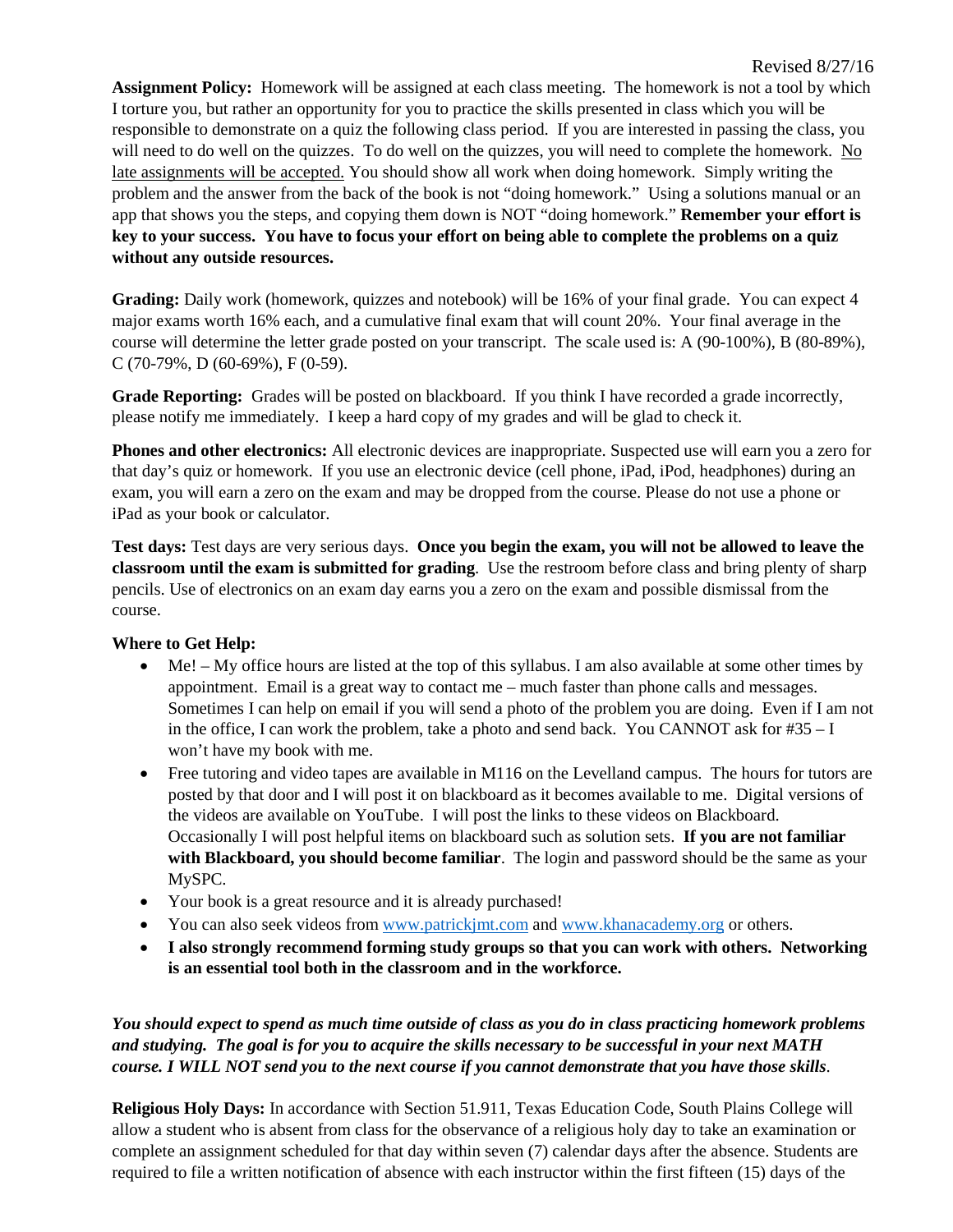Revised 8/27/16

**Assignment Policy:** Homework will be assigned at each class meeting. The homework is not a tool by which I torture you, but rather an opportunity for you to practice the skills presented in class which you will be responsible to demonstrate on a quiz the following class period. If you are interested in passing the class, you will need to do well on the quizzes. To do well on the quizzes, you will need to complete the homework. <u>No late assignments will be accepted.</u> You should show all work when doing homework. Simply writing the problem and the answer from the back of the book is not "doing homework." Using a solutions manual or an app that shows you the steps, and copying them down is NOT "doing homework." **Remember your effort is key to your success. You have to focus your effort on being able to complete the problems on a quiz without any outside resources.**

**Grading:** Daily work (homework, quizzes and notebook) will be 16% of your final grade. You can expect 4 major exams worth 16% each, and a cumulative final exam that will count 20%. Your final average in the course will determine the letter grade posted on your transcript. The scale used is: A (90-100%), B (80-89%), C (70-79%, D (60-69%), F (0-59).

**Grade Reporting:** Grades will be posted on blackboard. If you think I have recorded a grade incorrectly, please notify me immediately. I keep a hard copy of my grades and will be glad to check it.

**Phones and other electronics:** All electronic devices are inappropriate. Suspected use will earn you a zero for that day's quiz or homework. If you use an electronic device (cell phone, iPad, iPod, headphones) during an exam, you will earn a zero on the exam and may be dropped from the course. Please do not use a phone or iPad as your book or calculator.

**Test days:** Test days are very serious days. **Once you begin the exam, you will not be allowed to leave the classroom until the exam is submitted for grading**. Use the restroom before class and bring plenty of sharp pencils. Use of electronics on an exam day earns you a zero on the exam and possible dismissal from the course.

**Where to Get Help:**

- Me! – My office hours are listed at the top of this syllabus. I am also available at some other times by appointment. Email is a great way to contact me – much faster than phone calls and messages. Sometimes I can help on email if you will send a photo of the problem you are doing. Even if I am not in the office, I can work the problem, take a photo and send back. You CANNOT ask for #35 – I won't have my book with me.
- Free tutoring and video tapes are available in M116 on the Levelland campus. The hours for tutors are posted by that door and I will post it on blackboard as it becomes available to me. Digital versions of the videos are available on YouTube. I will post the links to these videos on Blackboard. Occasionally I will post helpful items on blackboard such as solution sets. **If you are not familiar with Blackboard, you should become familiar**. The login and password should be the same as your MySPC.
- Your book is a great resource and it is already purchased!
- You can also seek videos from www.patrickjmt.com and www.khanacademy.org or others.
- **I also strongly recommend forming study groups so that you can work with others. Networking is an essential tool both in the classroom and in the workforce.**

***You should expect to spend as much time outside of class as you do in class practicing homework problems and studying. The goal is for you to acquire the skills necessary to be successful in your next MATH course. I WILL NOT send you to the next course if you cannot demonstrate that you have those skills***.

**Religious Holy Days:** In accordance with Section 51.911, Texas Education Code, South Plains College will allow a student who is absent from class for the observance of a religious holy day to take an examination or complete an assignment scheduled for that day within seven (7) calendar days after the absence. Students are required to file a written notification of absence with each instructor within the first fifteen (15) days of the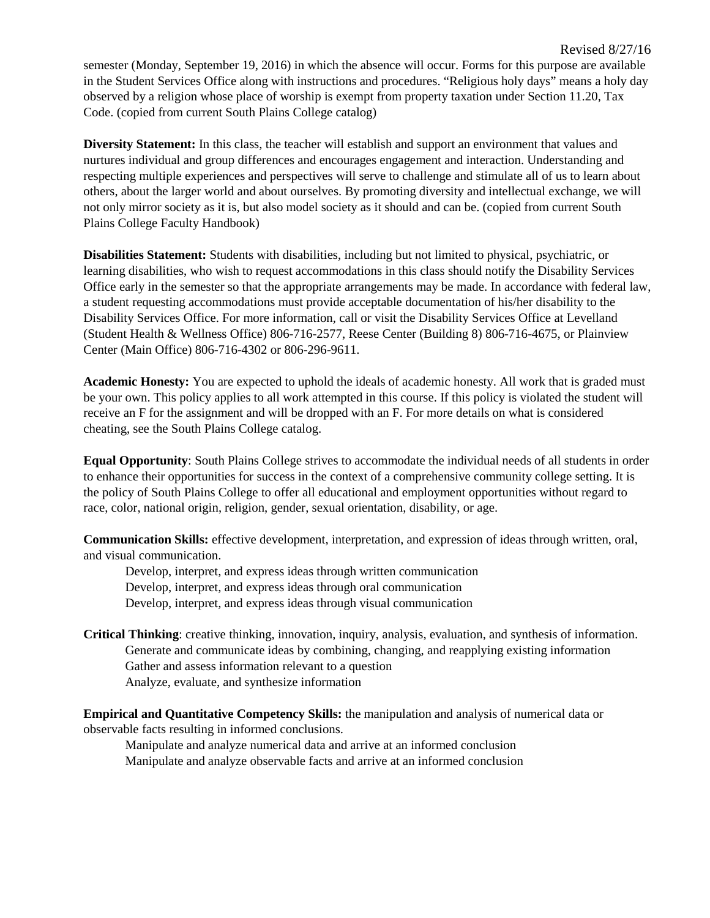semester (Monday, September 19, 2016) in which the absence will occur. Forms for this purpose are available in the Student Services Office along with instructions and procedures. “Religious holy days” means a holy day observed by a religion whose place of worship is exempt from property taxation under Section 11.20, Tax Code. (copied from current South Plains College catalog)

**Diversity Statement:** In this class, the teacher will establish and support an environment that values and nurtures individual and group differences and encourages engagement and interaction. Understanding and respecting multiple experiences and perspectives will serve to challenge and stimulate all of us to learn about others, about the larger world and about ourselves. By promoting diversity and intellectual exchange, we will not only mirror society as it is, but also model society as it should and can be. (copied from current South Plains College Faculty Handbook)

**Disabilities Statement:** Students with disabilities, including but not limited to physical, psychiatric, or learning disabilities, who wish to request accommodations in this class should notify the Disability Services Office early in the semester so that the appropriate arrangements may be made. In accordance with federal law, a student requesting accommodations must provide acceptable documentation of his/her disability to the Disability Services Office. For more information, call or visit the Disability Services Office at Levelland (Student Health & Wellness Office) 806-716-2577, Reese Center (Building 8) 806-716-4675, or Plainview Center (Main Office) 806-716-4302 or 806-296-9611.

**Academic Honesty:** You are expected to uphold the ideals of academic honesty. All work that is graded must be your own. This policy applies to all work attempted in this course. If this policy is violated the student will receive an F for the assignment and will be dropped with an F. For more details on what is considered cheating, see the South Plains College catalog.

**Equal Opportunity**: South Plains College strives to accommodate the individual needs of all students in order to enhance their opportunities for success in the context of a comprehensive community college setting. It is the policy of South Plains College to offer all educational and employment opportunities without regard to race, color, national origin, religion, gender, sexual orientation, disability, or age.

**Communication Skills:** effective development, interpretation, and expression of ideas through written, oral, and visual communication.

- Develop, interpret, and express ideas through written communication
- Develop, interpret, and express ideas through oral communication
- Develop, interpret, and express ideas through visual communication

**Critical Thinking**: creative thinking, innovation, inquiry, analysis, evaluation, and synthesis of information.

- Generate and communicate ideas by combining, changing, and reapplying existing information
- Gather and assess information relevant to a question
- Analyze, evaluate, and synthesize information

**Empirical and Quantitative Competency Skills:** the manipulation and analysis of numerical data or observable facts resulting in informed conclusions.

- Manipulate and analyze numerical data and arrive at an informed conclusion
- Manipulate and analyze observable facts and arrive at an informed conclusion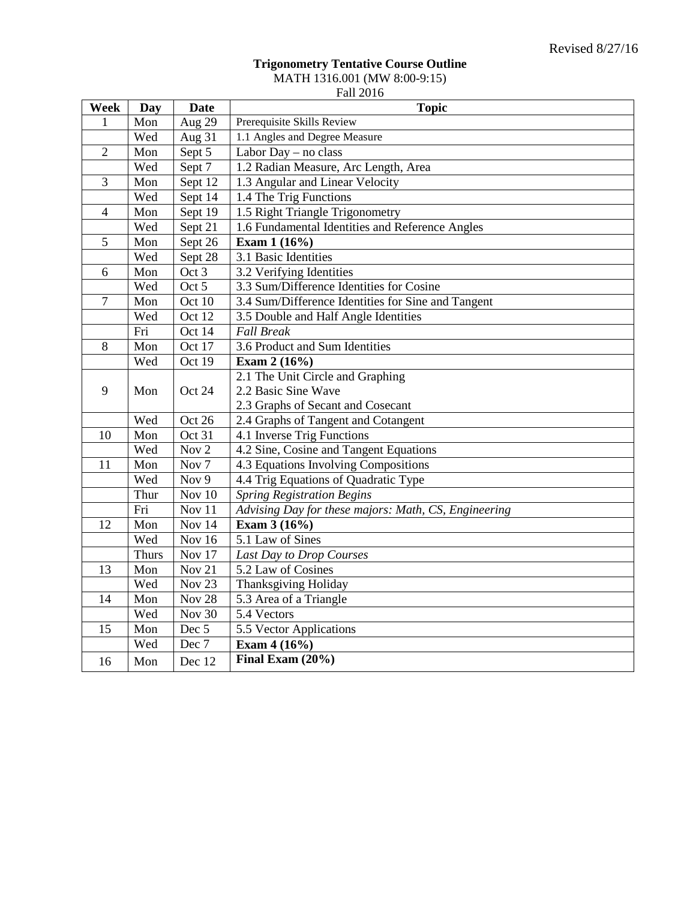Revised 8/27/16

**Trigonometry Tentative Course Outline**

MATH 1316.001 (MW 8:00-9:15)

Fall 2016

| Week | Day | Date | Topic |
|---|---|---|---|
| 1 | Mon | Aug 29 | Prerequisite Skills Review |
| | Wed | Aug 31 | 1.1 Angles and Degree Measure |
| 2 | Mon | Sept 5 | Labor Day – no class |
| | Wed | Sept 7 | 1.2 Radian Measure, Arc Length, Area |
| 3 | Mon | Sept 12 | 1.3 Angular and Linear Velocity |
| | Wed | Sept 14 | 1.4 The Trig Functions |
| 4 | Mon | Sept 19 | 1.5 Right Triangle Trigonometry |
| | Wed | Sept 21 | 1.6 Fundamental Identities and Reference Angles |
| 5 | Mon | Sept 26 | **Exam 1 (16%)** |
| | Wed | Sept 28 | 3.1 Basic Identities |
| 6 | Mon | Oct 3 | 3.2 Verifying Identities |
| | Wed | Oct 5 | 3.3 Sum/Difference Identities for Cosine |
| 7 | Mon | Oct 10 | 3.4 Sum/Difference Identities for Sine and Tangent |
| | Wed | Oct 12 | 3.5 Double and Half Angle Identities |
| | Fri | Oct 14 | *Fall Break* |
| 8 | Mon | Oct 17 | 3.6 Product and Sum Identities |
| | Wed | Oct 19 | **Exam 2 (16%)** |
| 9 | Mon | Oct 24 | 2.1 The Unit Circle and Graphing<br>2.2 Basic Sine Wave<br>2.3 Graphs of Secant and Cosecant |
| | Wed | Oct 26 | 2.4 Graphs of Tangent and Cotangent |
| 10 | Mon | Oct 31 | 4.1 Inverse Trig Functions |
| | Wed | Nov 2 | 4.2 Sine, Cosine and Tangent Equations |
| 11 | Mon | Nov 7 | 4.3 Equations Involving Compositions |
| | Wed | Nov 9 | 4.4 Trig Equations of Quadratic Type |
| | Thur | Nov 10 | *Spring Registration Begins* |
| | Fri | Nov 11 | *Advising Day for these majors: Math, CS, Engineering* |
| 12 | Mon | Nov 14 | **Exam 3 (16%)** |
| | Wed | Nov 16 | 5.1 Law of Sines |
| | Thurs | Nov 17 | *Last Day to Drop Courses* |
| 13 | Mon | Nov 21 | 5.2 Law of Cosines |
| | Wed | Nov 23 | Thanksgiving Holiday |
| 14 | Mon | Nov 28 | 5.3 Area of a Triangle |
| | Wed | Nov 30 | 5.4 Vectors |
| 15 | Mon | Dec 5 | 5.5 Vector Applications |
| | Wed | Dec 7 | **Exam 4 (16%)** |
| 16 | Mon | Dec 12 | **Final Exam (20%)** |